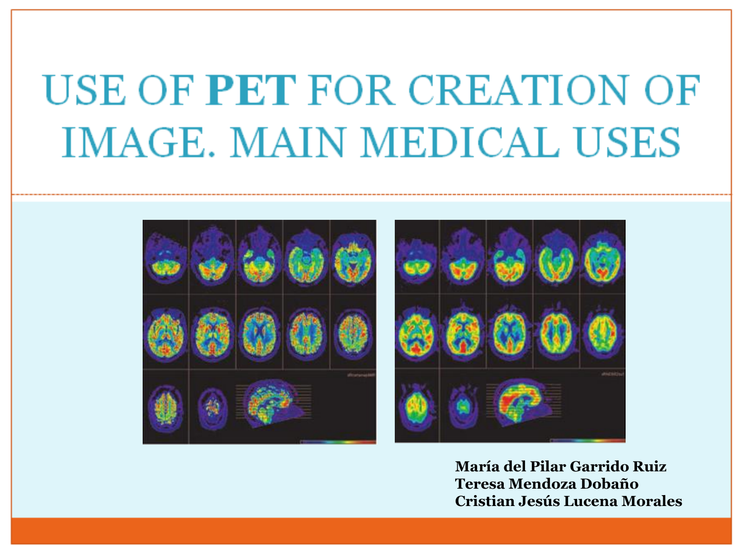# USE OF **PET** FOR CREATION OF IMAGE. MAIN MEDICAL USES

**María del Pilar Garrido Ruiz**
**Teresa Mendoza Dobaño**
**Cristian Jesús Lucena Morales**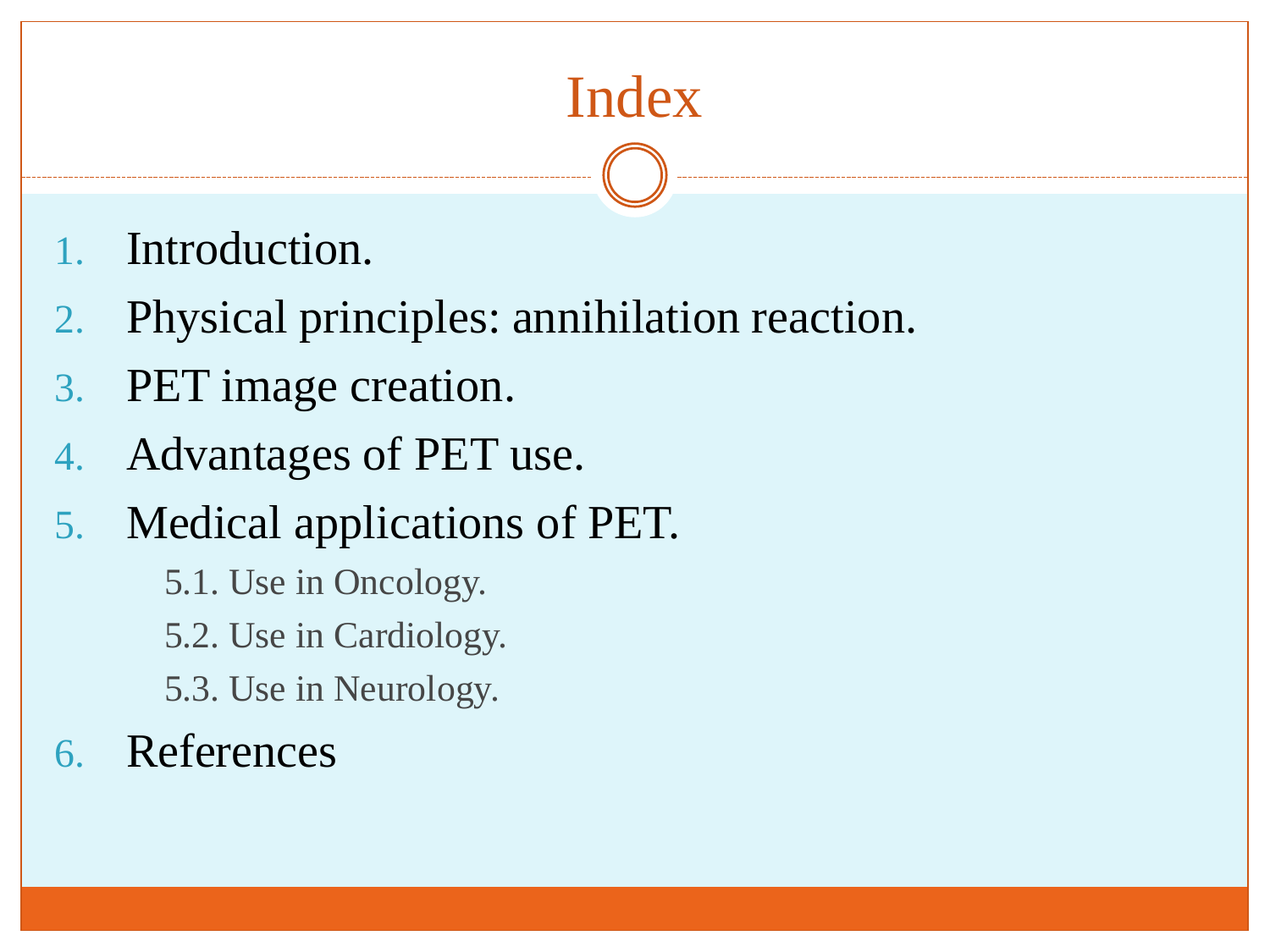# Index

1. Introduction.
2. Physical principles: annihilation reaction.
3. PET image creation.
4. Advantages of PET use.
5. Medical applications of PET.
   - 5.1. Use in Oncology.
   - 5.2. Use in Cardiology.
   - 5.3. Use in Neurology.
6. References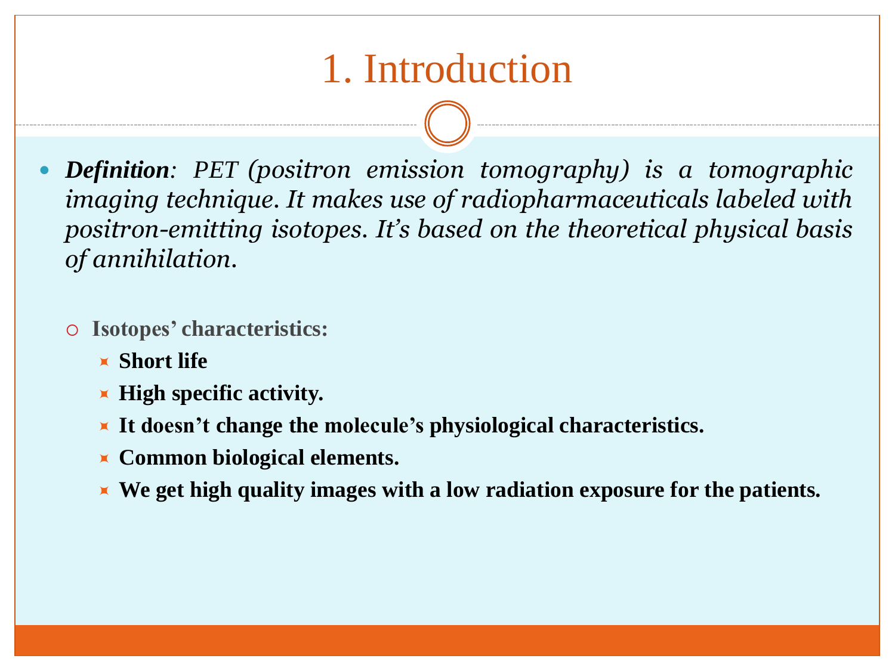# 1. Introduction

- ***Definition***: *PET (positron emission tomography) is a tomographic imaging technique. It makes use of radiopharmaceuticals labeled with positron-emitting isotopes. It's based on the theoretical physical basis of annihilation.*

  - **Isotopes' characteristics:**
    - **Short life**
    - **High specific activity.**
    - **It doesn't change the molecule's physiological characteristics.**
    - **Common biological elements.**
    - **We get high quality images with a low radiation exposure for the patients.**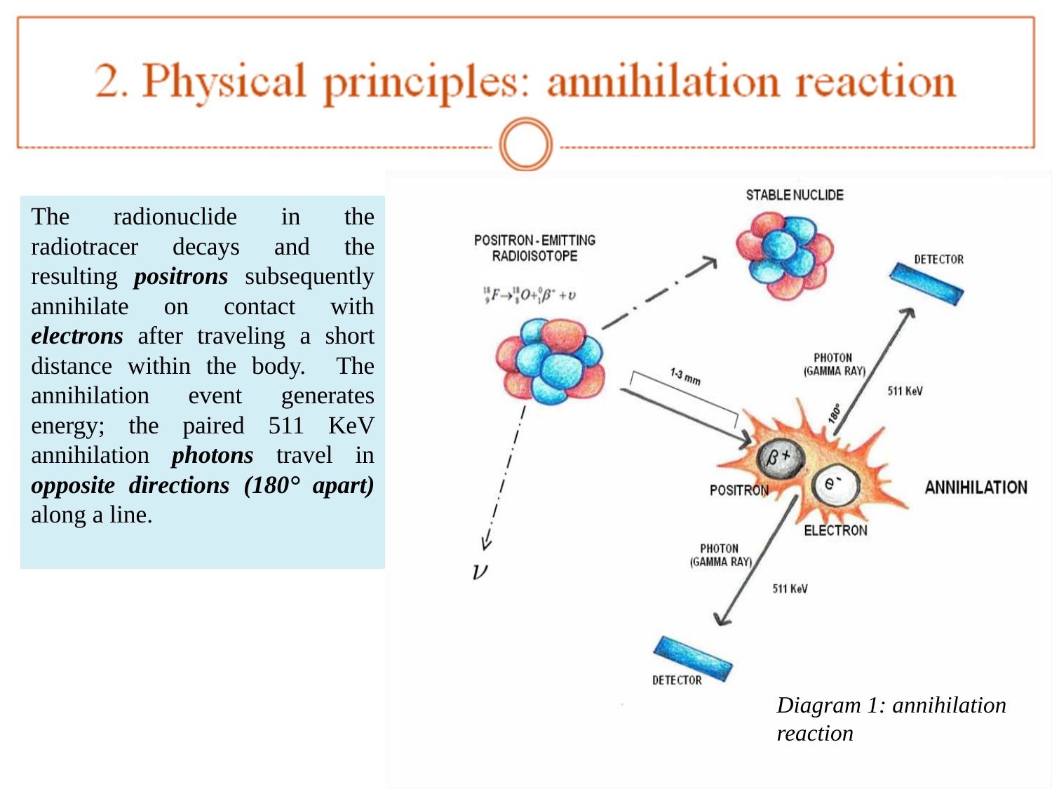# 2. Physical principles: annihilation reaction

The radionuclide in the radiotracer decays and the resulting ***positrons*** subsequently annihilate on contact with ***electrons*** after traveling a short distance within the body. The annihilation event generates energy; the paired 511 KeV annihilation ***photons*** travel in ***opposite directions (180° apart)*** along a line.

STABLE NUCLIDE

POSITRON-EMITTING RADIOISOTOPE

$^{18}_{9}F \rightarrow ^{18}_{8}O + ^{0}_{1}\beta^{+} + \upsilon$

DETECTOR

PHOTON (GAMMA RAY)

511 KeV

1-3 mm

180°

POSITRON

ELECTRON

ANNIHILATION

PHOTON (GAMMA RAY)

511 KeV

DETECTOR

$\nu$

*Diagram 1: annihilation reaction*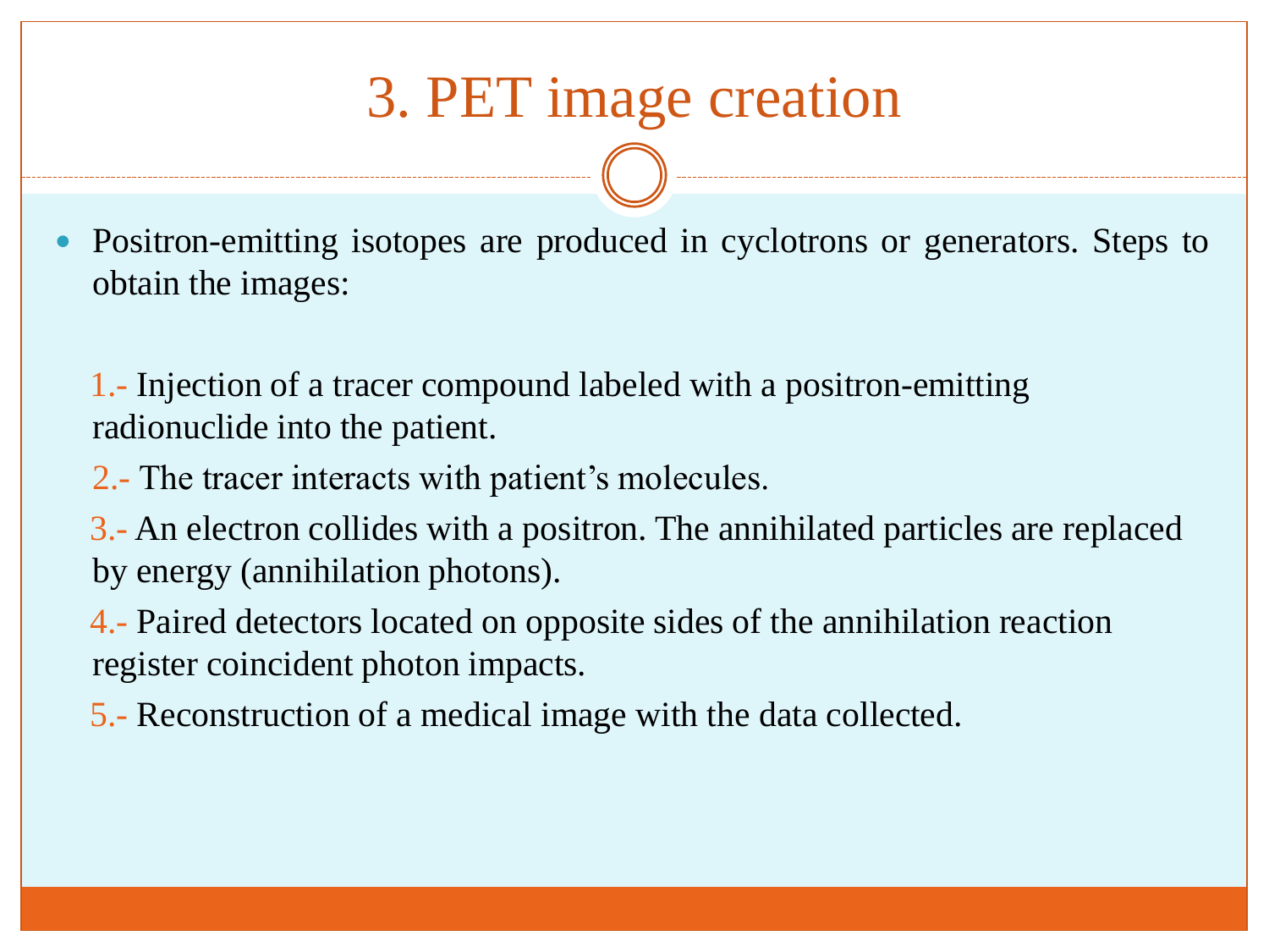# 3. PET image creation

- Positron-emitting isotopes are produced in cyclotrons or generators. Steps to obtain the images:

1.- Injection of a tracer compound labeled with a positron-emitting radionuclide into the patient.

2.- The tracer interacts with patient's molecules.

3.- An electron collides with a positron. The annihilated particles are replaced by energy (annihilation photons).

4.- Paired detectors located on opposite sides of the annihilation reaction register coincident photon impacts.

5.- Reconstruction of a medical image with the data collected.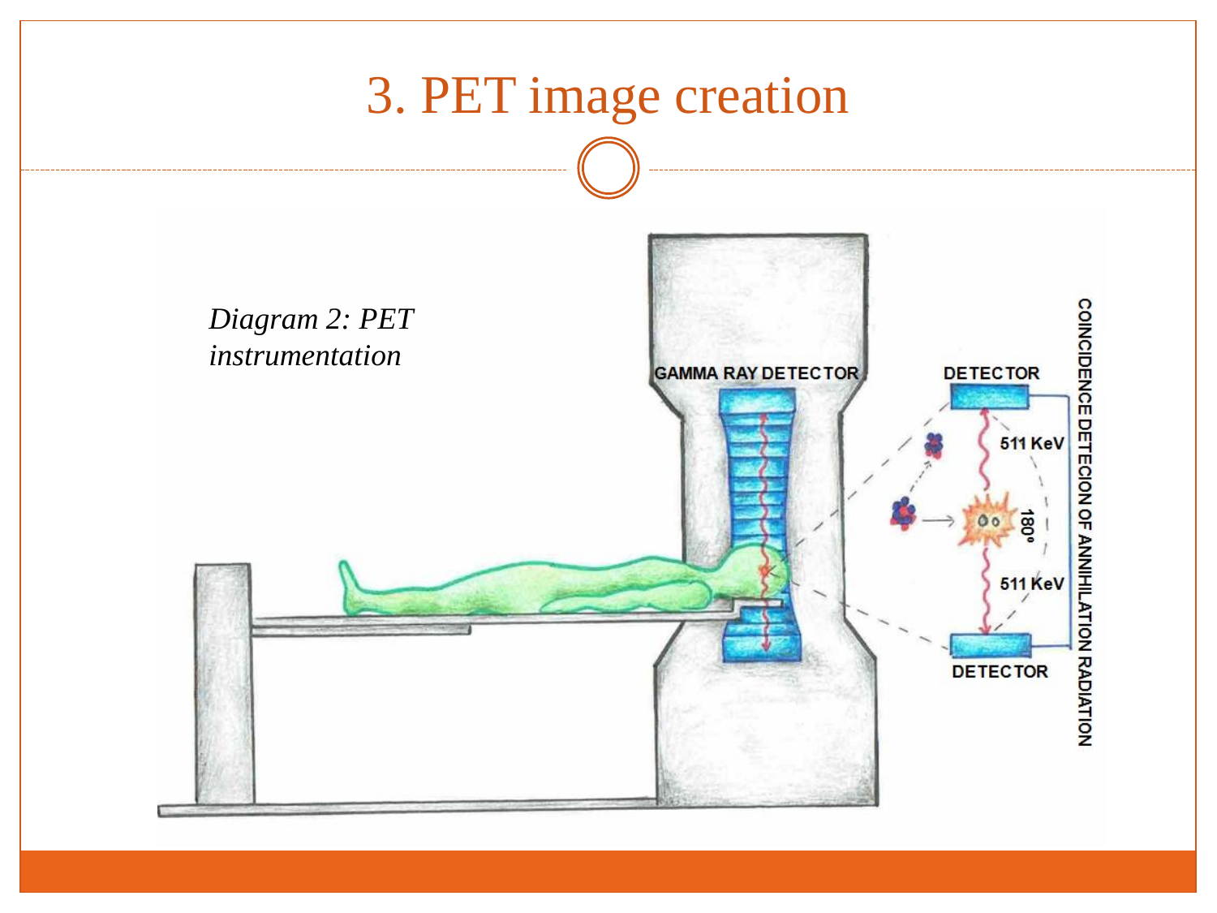# 3. PET image creation

*Diagram 2: PET instrumentation*

GAMMA RAY DETECTOR

DETECTOR

511 KeV

180°

511 KeV

DETECTOR

COINCIDENCE DETECION OF ANNIHILATION RADIATION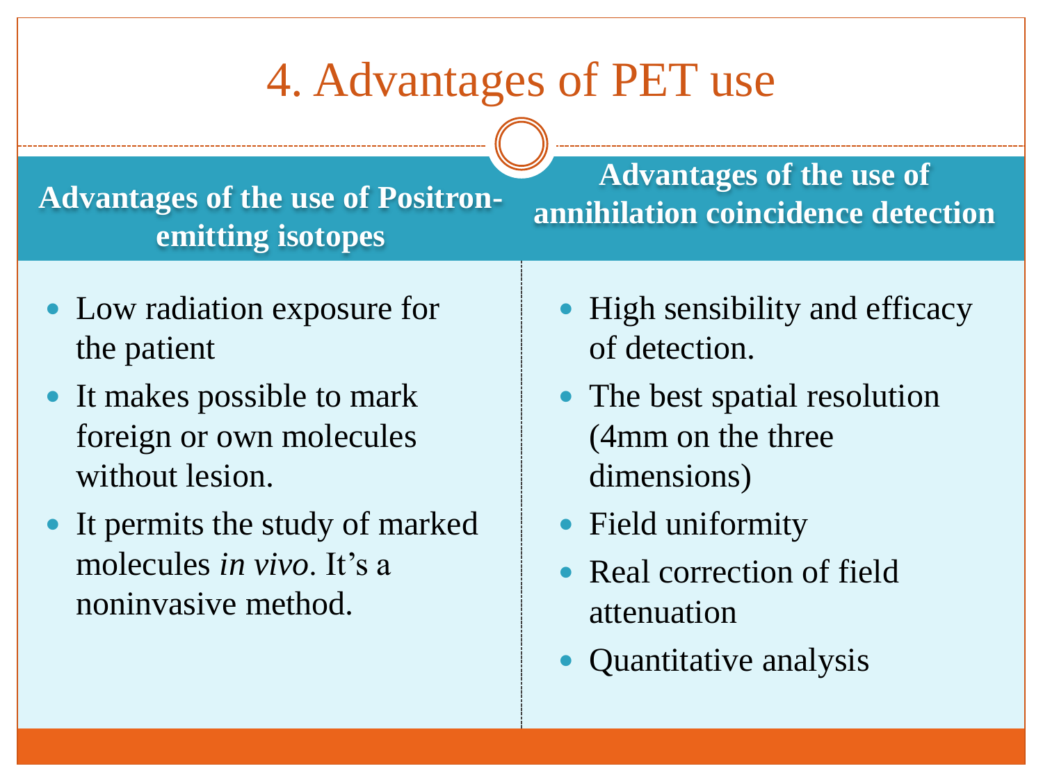# 4. Advantages of PET use

## Advantages of the use of Positron-emitting isotopes

- Low radiation exposure for the patient
- It makes possible to mark foreign or own molecules without lesion.
- It permits the study of marked molecules *in vivo*. It's a noninvasive method.

## Advantages of the use of annihilation coincidence detection

- High sensibility and efficacy of detection.
- The best spatial resolution (4mm on the three dimensions)
- Field uniformity
- Real correction of field attenuation
- Quantitative analysis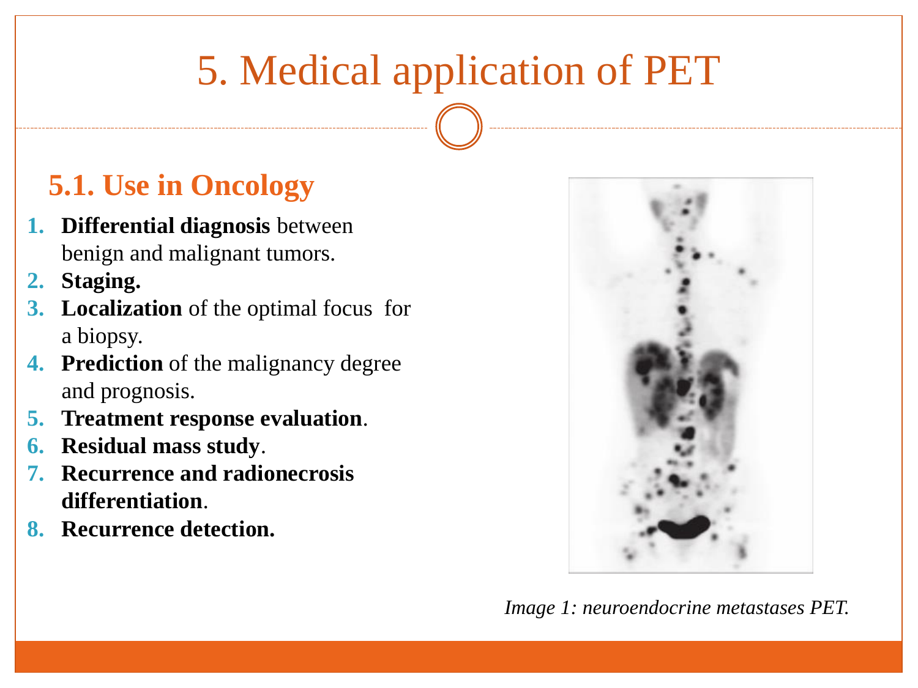# 5. Medical application of PET

## 5.1. Use in Oncology

1. **Differential diagnosis** between benign and malignant tumors.
2. **Staging.**
3. **Localization** of the optimal focus for a biopsy.
4. **Prediction** of the malignancy degree and prognosis.
5. **Treatment response evaluation**.
6. **Residual mass study**.
7. **Recurrence and radionecrosis differentiation**.
8. **Recurrence detection.**

*Image 1: neuroendocrine metastases PET.*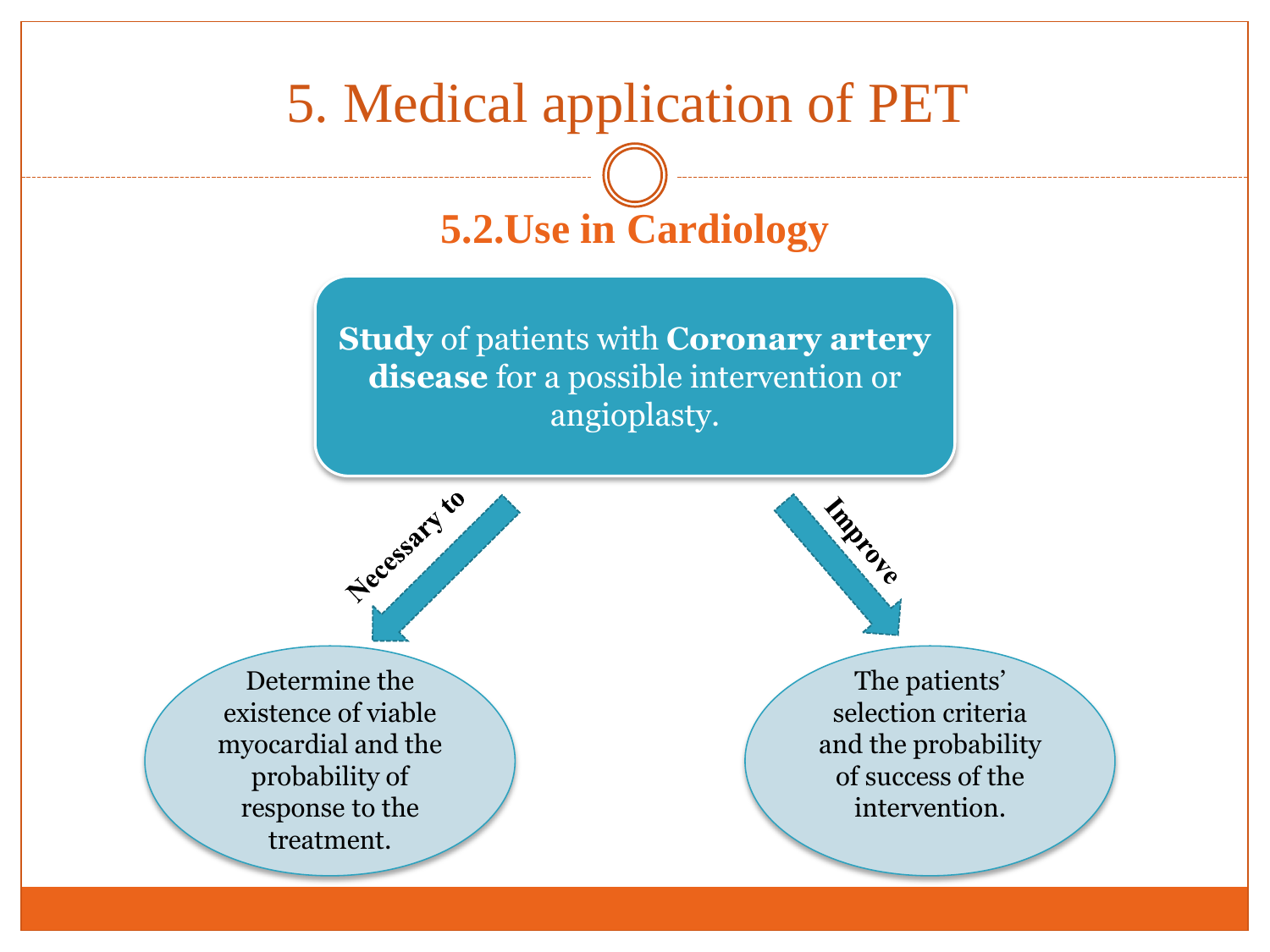# 5. Medical application of PET

## 5.2.Use in Cardiology

**Study** of patients with **Coronary artery disease** for a possible intervention or angioplasty.

**Necessary to**

Determine the existence of viable myocardial and the probability of response to the treatment.

**Improve**

The patients' selection criteria and the probability of success of the intervention.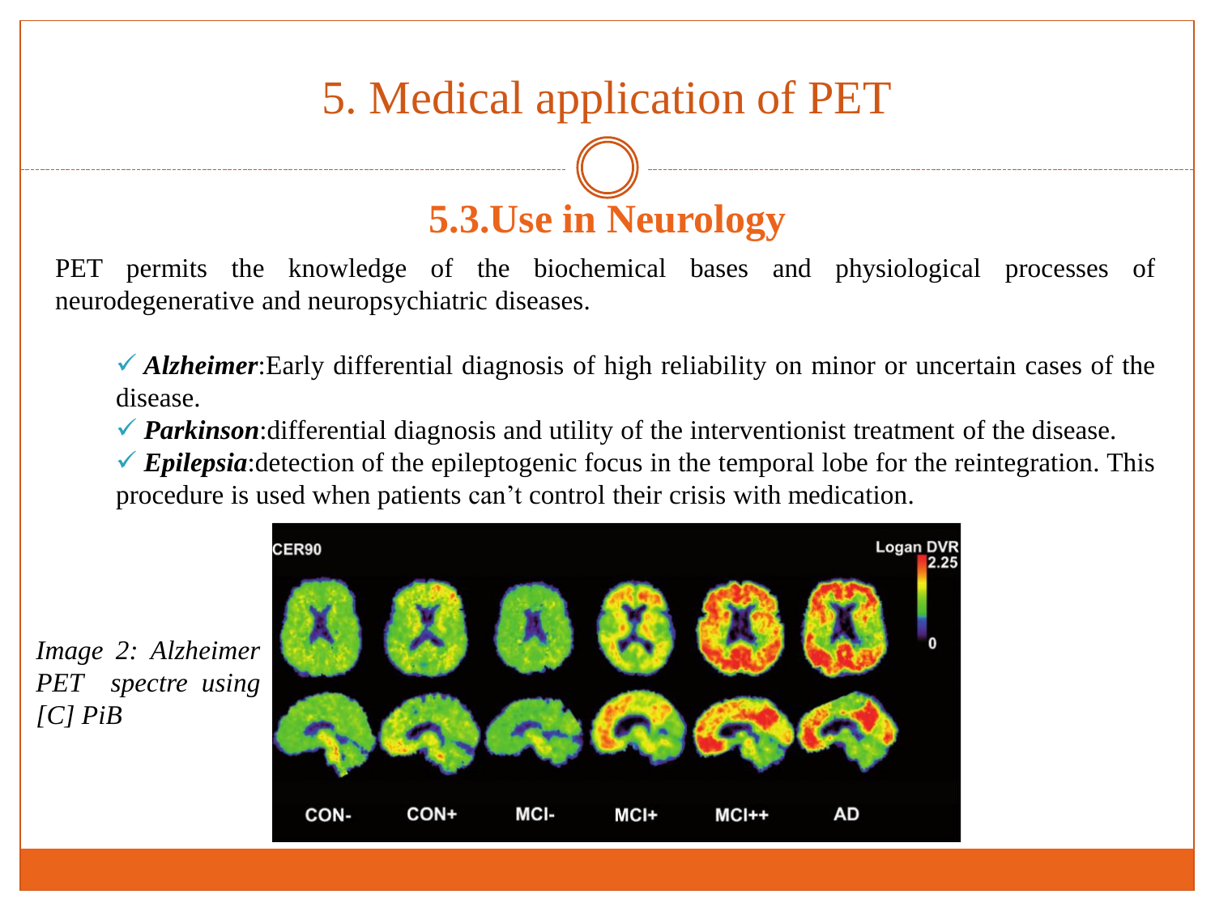# 5. Medical application of PET

## 5.3.Use in Neurology

PET permits the knowledge of the biochemical bases and physiological processes of neurodegenerative and neuropsychiatric diseases.

- ✓ ***Alzheimer***:Early differential diagnosis of high reliability on minor or uncertain cases of the disease.
- ✓ ***Parkinson***:differential diagnosis and utility of the interventionist treatment of the disease.
- ✓ ***Epilepsia***:detection of the epileptogenic focus in the temporal lobe for the reintegration. This procedure is used when patients can't control their crisis with medication.

*Image 2: Alzheimer PET spectre using [C] PiB*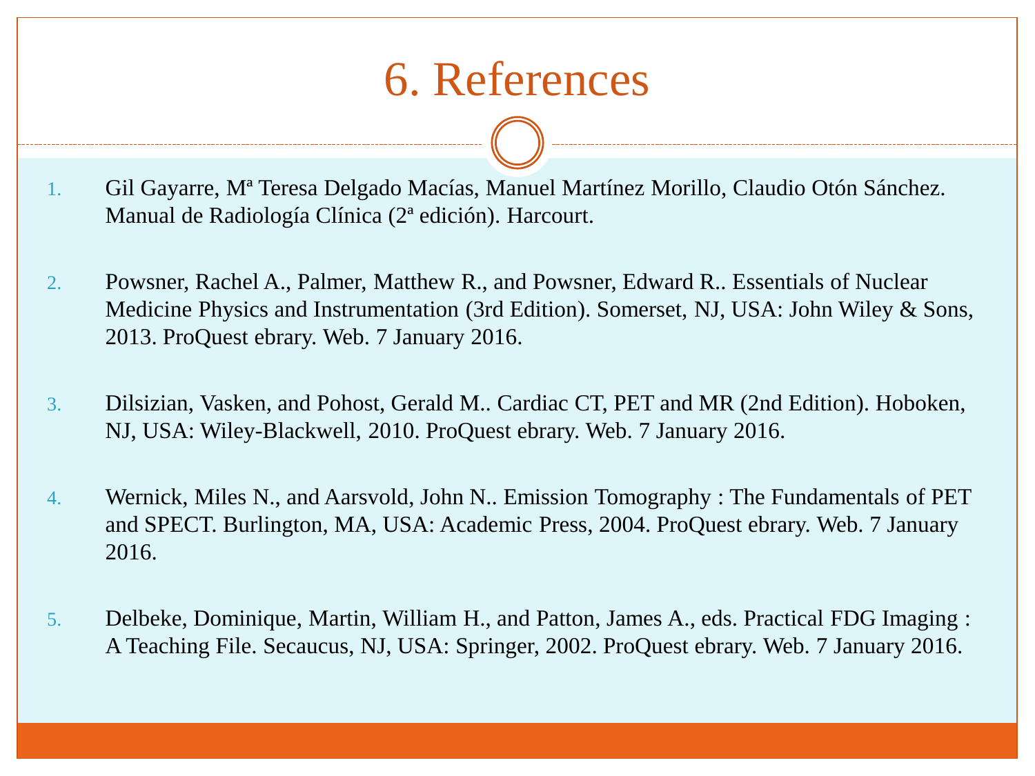# 6. References

1. Gil Gayarre, Mª Teresa Delgado Macías, Manuel Martínez Morillo, Claudio Otón Sánchez. Manual de Radiología Clínica (2ª edición). Harcourt.

2. Powsner, Rachel A., Palmer, Matthew R., and Powsner, Edward R.. Essentials of Nuclear Medicine Physics and Instrumentation (3rd Edition). Somerset, NJ, USA: John Wiley & Sons, 2013. ProQuest ebrary. Web. 7 January 2016.

3. Dilsizian, Vasken, and Pohost, Gerald M.. Cardiac CT, PET and MR (2nd Edition). Hoboken, NJ, USA: Wiley-Blackwell, 2010. ProQuest ebrary. Web. 7 January 2016.

4. Wernick, Miles N., and Aarsvold, John N.. Emission Tomography : The Fundamentals of PET and SPECT. Burlington, MA, USA: Academic Press, 2004. ProQuest ebrary. Web. 7 January 2016.

5. Delbeke, Dominique, Martin, William H., and Patton, James A., eds. Practical FDG Imaging : A Teaching File. Secaucus, NJ, USA: Springer, 2002. ProQuest ebrary. Web. 7 January 2016.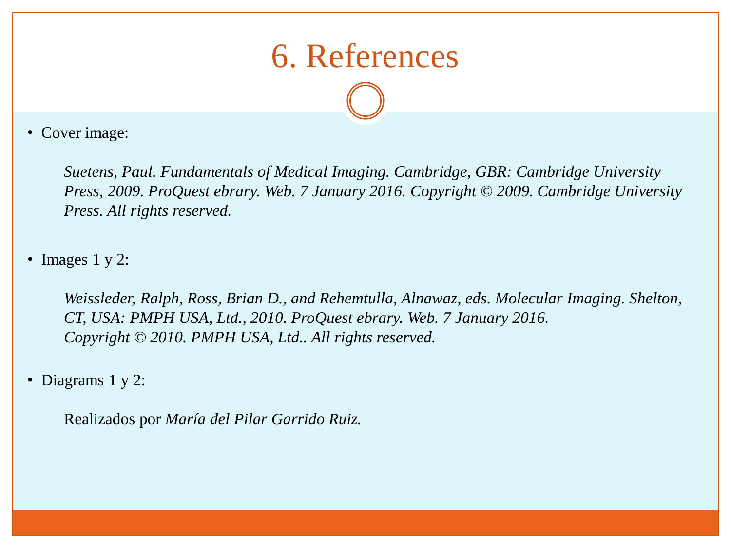# 6. References

- Cover image:

  *Suetens, Paul. Fundamentals of Medical Imaging. Cambridge, GBR: Cambridge University Press, 2009. ProQuest ebrary. Web. 7 January 2016. Copyright © 2009. Cambridge University Press. All rights reserved.*

- Images 1 y 2:

  *Weissleder, Ralph, Ross, Brian D., and Rehemtulla, Alnawaz, eds. Molecular Imaging. Shelton, CT, USA: PMPH USA, Ltd., 2010. ProQuest ebrary. Web. 7 January 2016. Copyright © 2010. PMPH USA, Ltd.. All rights reserved.*

- Diagrams 1 y 2:

  Realizados por *María del Pilar Garrido Ruiz.*